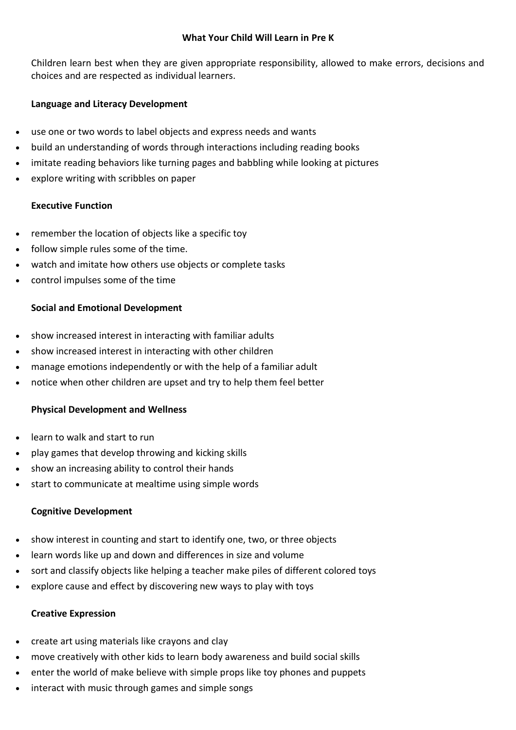# What Your Child Will Learn in Pre K

Children learn best when they are given appropriate responsibility, allowed to make errors, decisions and choices and are respected as individual learners.

## Language and Literacy Development

- use one or two words to label objects and express needs and wants
- build an understanding of words through interactions including reading books
- imitate reading behaviors like turning pages and babbling while looking at pictures
- explore writing with scribbles on paper

## Executive Function

- remember the location of objects like a specific toy
- follow simple rules some of the time.
- watch and imitate how others use objects or complete tasks
- control impulses some of the time

## Social and Emotional Development

- show increased interest in interacting with familiar adults
- show increased interest in interacting with other children
- manage emotions independently or with the help of a familiar adult
- notice when other children are upset and try to help them feel better

## Physical Development and Wellness

- learn to walk and start to run
- play games that develop throwing and kicking skills
- show an increasing ability to control their hands
- start to communicate at mealtime using simple words

## Cognitive Development

- show interest in counting and start to identify one, two, or three objects
- learn words like up and down and differences in size and volume
- sort and classify objects like helping a teacher make piles of different colored toys
- explore cause and effect by discovering new ways to play with toys

## Creative Expression

- create art using materials like crayons and clay
- move creatively with other kids to learn body awareness and build social skills
- enter the world of make believe with simple props like toy phones and puppets
- interact with music through games and simple songs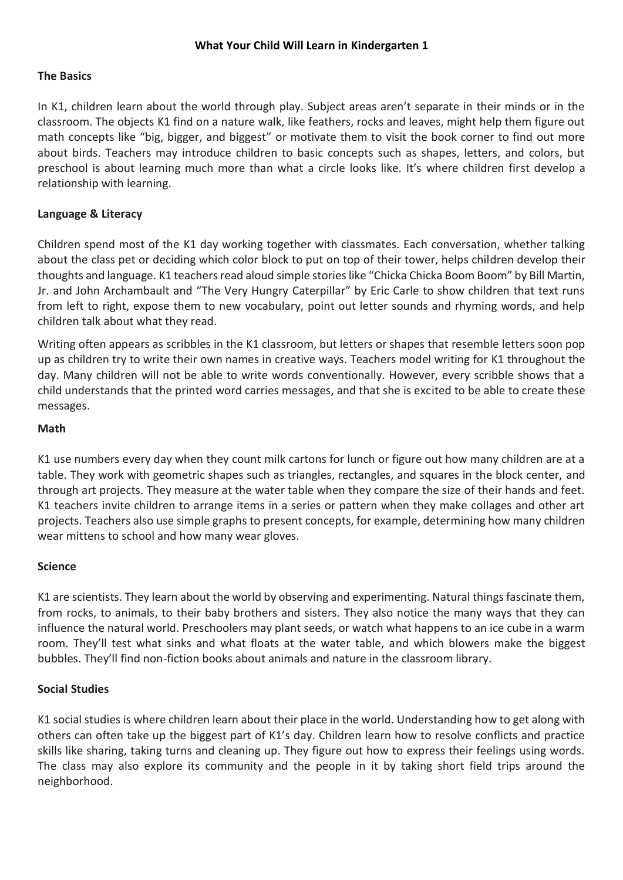# What Your Child Will Learn in Kindergarten 1

## The Basics

In K1, children learn about the world through play. Subject areas aren't separate in their minds or in the classroom. The objects K1 find on a nature walk, like feathers, rocks and leaves, might help them figure out math concepts like "big, bigger, and biggest" or motivate them to visit the book corner to find out more about birds. Teachers may introduce children to basic concepts such as shapes, letters, and colors, but preschool is about learning much more than what a circle looks like. It's where children first develop a relationship with learning.

## Language & Literacy

Children spend most of the K1 day working together with classmates. Each conversation, whether talking about the class pet or deciding which color block to put on top of their tower, helps children develop their thoughts and language. K1 teachers read aloud simple stories like "Chicka Chicka Boom Boom" by Bill Martin, Jr. and John Archambault and "The Very Hungry Caterpillar" by Eric Carle to show children that text runs from left to right, expose them to new vocabulary, point out letter sounds and rhyming words, and help children talk about what they read.

Writing often appears as scribbles in the K1 classroom, but letters or shapes that resemble letters soon pop up as children try to write their own names in creative ways. Teachers model writing for K1 throughout the day. Many children will not be able to write words conventionally. However, every scribble shows that a child understands that the printed word carries messages, and that she is excited to be able to create these messages.

## Math

K1 use numbers every day when they count milk cartons for lunch or figure out how many children are at a table. They work with geometric shapes such as triangles, rectangles, and squares in the block center, and through art projects. They measure at the water table when they compare the size of their hands and feet. K1 teachers invite children to arrange items in a series or pattern when they make collages and other art projects. Teachers also use simple graphs to present concepts, for example, determining how many children wear mittens to school and how many wear gloves.

## Science

K1 are scientists. They learn about the world by observing and experimenting. Natural things fascinate them, from rocks, to animals, to their baby brothers and sisters. They also notice the many ways that they can influence the natural world. Preschoolers may plant seeds, or watch what happens to an ice cube in a warm room. They'll test what sinks and what floats at the water table, and which blowers make the biggest bubbles. They'll find non-fiction books about animals and nature in the classroom library.

## Social Studies

K1 social studies is where children learn about their place in the world. Understanding how to get along with others can often take up the biggest part of K1's day. Children learn how to resolve conflicts and practice skills like sharing, taking turns and cleaning up. They figure out how to express their feelings using words. The class may also explore its community and the people in it by taking short field trips around the neighborhood.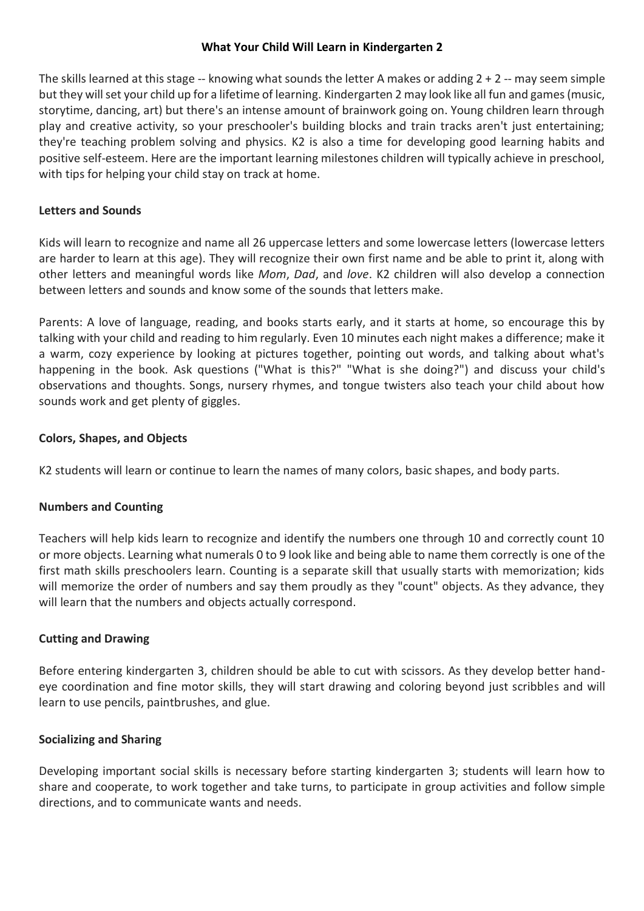# What Your Child Will Learn in Kindergarten 2

The skills learned at this stage -- knowing what sounds the letter A makes or adding 2 + 2 -- may seem simple but they will set your child up for a lifetime of learning. Kindergarten 2 may look like all fun and games (music, storytime, dancing, art) but there's an intense amount of brainwork going on. Young children learn through play and creative activity, so your preschooler's building blocks and train tracks aren't just entertaining; they're teaching problem solving and physics. K2 is also a time for developing good learning habits and positive self-esteem. Here are the important learning milestones children will typically achieve in preschool, with tips for helping your child stay on track at home.

## Letters and Sounds

Kids will learn to recognize and name all 26 uppercase letters and some lowercase letters (lowercase letters are harder to learn at this age). They will recognize their own first name and be able to print it, along with other letters and meaningful words like *Mom*, *Dad*, and *love*. K2 children will also develop a connection between letters and sounds and know some of the sounds that letters make.

Parents: A love of language, reading, and books starts early, and it starts at home, so encourage this by talking with your child and reading to him regularly. Even 10 minutes each night makes a difference; make it a warm, cozy experience by looking at pictures together, pointing out words, and talking about what's happening in the book. Ask questions ("What is this?" "What is she doing?") and discuss your child's observations and thoughts. Songs, nursery rhymes, and tongue twisters also teach your child about how sounds work and get plenty of giggles.

## Colors, Shapes, and Objects

K2 students will learn or continue to learn the names of many colors, basic shapes, and body parts.

## Numbers and Counting

Teachers will help kids learn to recognize and identify the numbers one through 10 and correctly count 10 or more objects. Learning what numerals 0 to 9 look like and being able to name them correctly is one of the first math skills preschoolers learn. Counting is a separate skill that usually starts with memorization; kids will memorize the order of numbers and say them proudly as they "count" objects. As they advance, they will learn that the numbers and objects actually correspond.

## Cutting and Drawing

Before entering kindergarten 3, children should be able to cut with scissors. As they develop better hand-eye coordination and fine motor skills, they will start drawing and coloring beyond just scribbles and will learn to use pencils, paintbrushes, and glue.

## Socializing and Sharing

Developing important social skills is necessary before starting kindergarten 3; students will learn how to share and cooperate, to work together and take turns, to participate in group activities and follow simple directions, and to communicate wants and needs.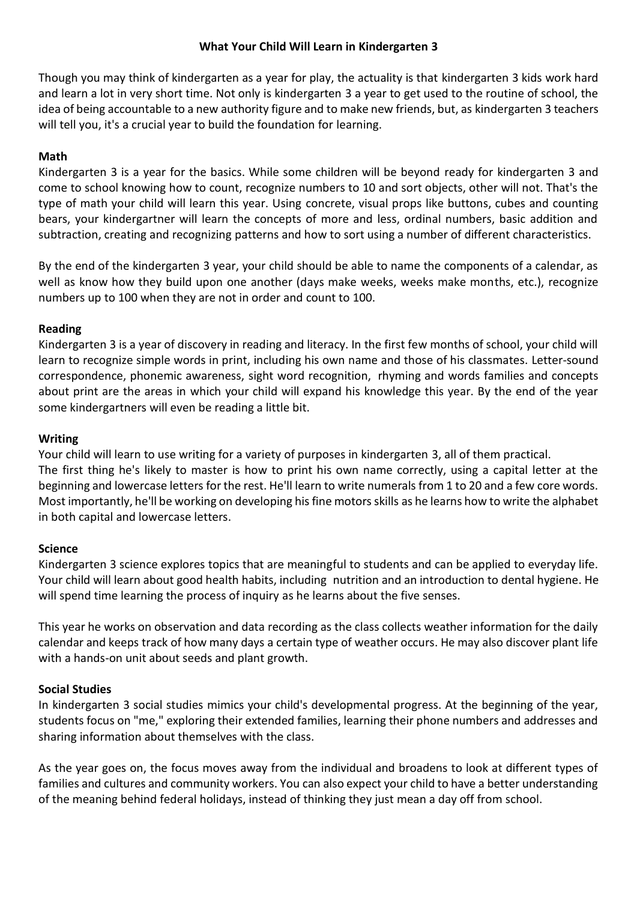# What Your Child Will Learn in Kindergarten 3

Though you may think of kindergarten as a year for play, the actuality is that kindergarten 3 kids work hard and learn a lot in very short time. Not only is kindergarten 3 a year to get used to the routine of school, the idea of being accountable to a new authority figure and to make new friends, but, as kindergarten 3 teachers will tell you, it's a crucial year to build the foundation for learning.

## Math

Kindergarten 3 is a year for the basics. While some children will be beyond ready for kindergarten 3 and come to school knowing how to count, recognize numbers to 10 and sort objects, other will not. That's the type of math your child will learn this year. Using concrete, visual props like buttons, cubes and counting bears, your kindergartner will learn the concepts of more and less, ordinal numbers, basic addition and subtraction, creating and recognizing patterns and how to sort using a number of different characteristics.

By the end of the kindergarten 3 year, your child should be able to name the components of a calendar, as well as know how they build upon one another (days make weeks, weeks make months, etc.), recognize numbers up to 100 when they are not in order and count to 100.

## Reading

Kindergarten 3 is a year of discovery in reading and literacy. In the first few months of school, your child will learn to recognize simple words in print, including his own name and those of his classmates. Letter-sound correspondence, phonemic awareness, sight word recognition, rhyming and words families and concepts about print are the areas in which your child will expand his knowledge this year. By the end of the year some kindergartners will even be reading a little bit.

## Writing

Your child will learn to use writing for a variety of purposes in kindergarten 3, all of them practical.
The first thing he's likely to master is how to print his own name correctly, using a capital letter at the beginning and lowercase letters for the rest. He'll learn to write numerals from 1 to 20 and a few core words. Most importantly, he'll be working on developing his fine motors skills as he learns how to write the alphabet in both capital and lowercase letters.

## Science

Kindergarten 3 science explores topics that are meaningful to students and can be applied to everyday life. Your child will learn about good health habits, including nutrition and an introduction to dental hygiene. He will spend time learning the process of inquiry as he learns about the five senses.

This year he works on observation and data recording as the class collects weather information for the daily calendar and keeps track of how many days a certain type of weather occurs. He may also discover plant life with a hands-on unit about seeds and plant growth.

## Social Studies

In kindergarten 3 social studies mimics your child's developmental progress. At the beginning of the year, students focus on "me," exploring their extended families, learning their phone numbers and addresses and sharing information about themselves with the class.

As the year goes on, the focus moves away from the individual and broadens to look at different types of families and cultures and community workers. You can also expect your child to have a better understanding of the meaning behind federal holidays, instead of thinking they just mean a day off from school.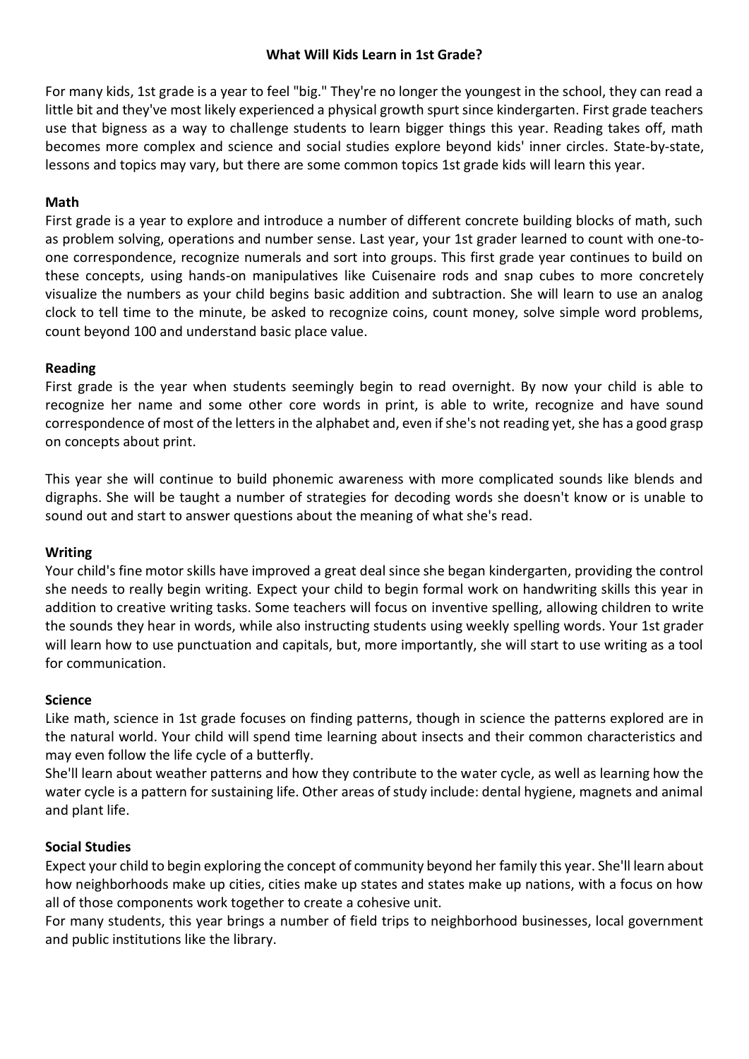# What Will Kids Learn in 1st Grade?

For many kids, 1st grade is a year to feel "big." They're no longer the youngest in the school, they can read a little bit and they've most likely experienced a physical growth spurt since kindergarten. First grade teachers use that bigness as a way to challenge students to learn bigger things this year. Reading takes off, math becomes more complex and science and social studies explore beyond kids' inner circles. State-by-state, lessons and topics may vary, but there are some common topics 1st grade kids will learn this year.

## Math

First grade is a year to explore and introduce a number of different concrete building blocks of math, such as problem solving, operations and number sense. Last year, your 1st grader learned to count with one-to-one correspondence, recognize numerals and sort into groups. This first grade year continues to build on these concepts, using hands-on manipulatives like Cuisenaire rods and snap cubes to more concretely visualize the numbers as your child begins basic addition and subtraction. She will learn to use an analog clock to tell time to the minute, be asked to recognize coins, count money, solve simple word problems, count beyond 100 and understand basic place value.

## Reading

First grade is the year when students seemingly begin to read overnight. By now your child is able to recognize her name and some other core words in print, is able to write, recognize and have sound correspondence of most of the letters in the alphabet and, even if she's not reading yet, she has a good grasp on concepts about print.

This year she will continue to build phonemic awareness with more complicated sounds like blends and digraphs. She will be taught a number of strategies for decoding words she doesn't know or is unable to sound out and start to answer questions about the meaning of what she's read.

## Writing

Your child's fine motor skills have improved a great deal since she began kindergarten, providing the control she needs to really begin writing. Expect your child to begin formal work on handwriting skills this year in addition to creative writing tasks. Some teachers will focus on inventive spelling, allowing children to write the sounds they hear in words, while also instructing students using weekly spelling words. Your 1st grader will learn how to use punctuation and capitals, but, more importantly, she will start to use writing as a tool for communication.

## Science

Like math, science in 1st grade focuses on finding patterns, though in science the patterns explored are in the natural world. Your child will spend time learning about insects and their common characteristics and may even follow the life cycle of a butterfly.

She'll learn about weather patterns and how they contribute to the water cycle, as well as learning how the water cycle is a pattern for sustaining life. Other areas of study include: dental hygiene, magnets and animal and plant life.

## Social Studies

Expect your child to begin exploring the concept of community beyond her family this year. She'll learn about how neighborhoods make up cities, cities make up states and states make up nations, with a focus on how all of those components work together to create a cohesive unit.

For many students, this year brings a number of field trips to neighborhood businesses, local government and public institutions like the library.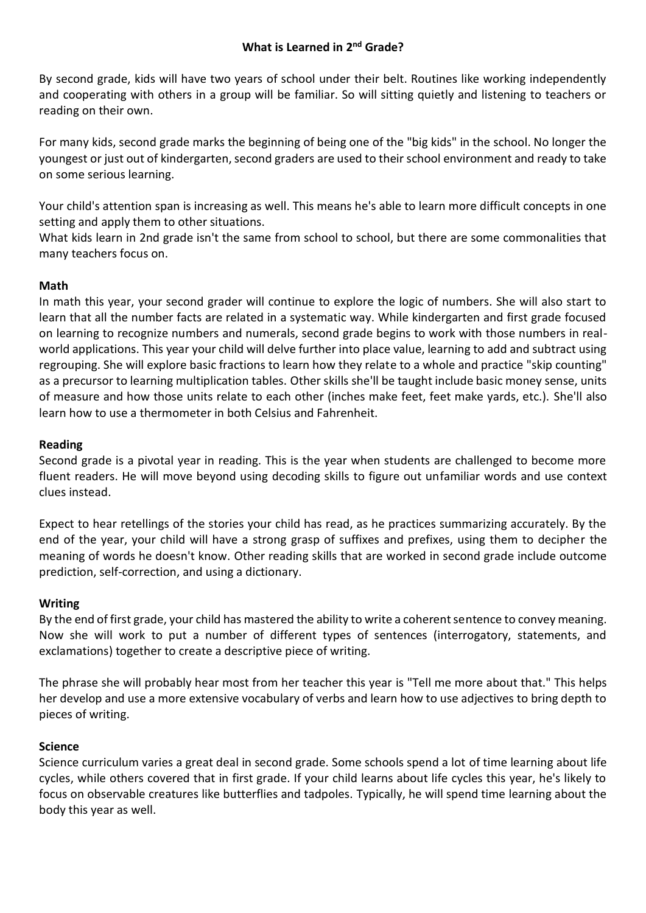# What is Learned in 2nd Grade?

By second grade, kids will have two years of school under their belt. Routines like working independently and cooperating with others in a group will be familiar. So will sitting quietly and listening to teachers or reading on their own.

For many kids, second grade marks the beginning of being one of the "big kids" in the school. No longer the youngest or just out of kindergarten, second graders are used to their school environment and ready to take on some serious learning.

Your child's attention span is increasing as well. This means he's able to learn more difficult concepts in one setting and apply them to other situations.
What kids learn in 2nd grade isn't the same from school to school, but there are some commonalities that many teachers focus on.

**Math**
In math this year, your second grader will continue to explore the logic of numbers. She will also start to learn that all the number facts are related in a systematic way. While kindergarten and first grade focused on learning to recognize numbers and numerals, second grade begins to work with those numbers in real-world applications. This year your child will delve further into place value, learning to add and subtract using regrouping. She will explore basic fractions to learn how they relate to a whole and practice "skip counting" as a precursor to learning multiplication tables. Other skills she'll be taught include basic money sense, units of measure and how those units relate to each other (inches make feet, feet make yards, etc.). She'll also learn how to use a thermometer in both Celsius and Fahrenheit.

**Reading**
Second grade is a pivotal year in reading. This is the year when students are challenged to become more fluent readers. He will move beyond using decoding skills to figure out unfamiliar words and use context clues instead.

Expect to hear retellings of the stories your child has read, as he practices summarizing accurately. By the end of the year, your child will have a strong grasp of suffixes and prefixes, using them to decipher the meaning of words he doesn't know. Other reading skills that are worked in second grade include outcome prediction, self-correction, and using a dictionary.

**Writing**
By the end of first grade, your child has mastered the ability to write a coherent sentence to convey meaning. Now she will work to put a number of different types of sentences (interrogatory, statements, and exclamations) together to create a descriptive piece of writing.

The phrase she will probably hear most from her teacher this year is "Tell me more about that." This helps her develop and use a more extensive vocabulary of verbs and learn how to use adjectives to bring depth to pieces of writing.

**Science**
Science curriculum varies a great deal in second grade. Some schools spend a lot of time learning about life cycles, while others covered that in first grade. If your child learns about life cycles this year, he's likely to focus on observable creatures like butterflies and tadpoles. Typically, he will spend time learning about the body this year as well.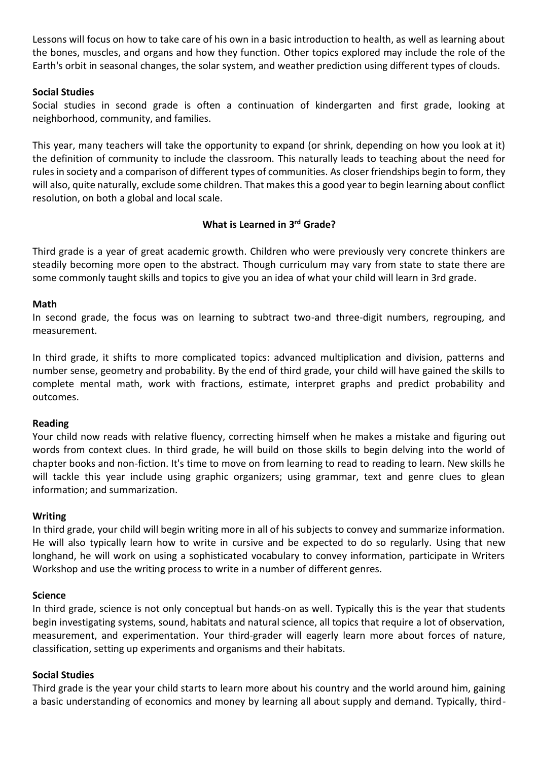Lessons will focus on how to take care of his own in a basic introduction to health, as well as learning about the bones, muscles, and organs and how they function. Other topics explored may include the role of the Earth's orbit in seasonal changes, the solar system, and weather prediction using different types of clouds.

**Social Studies**

Social studies in second grade is often a continuation of kindergarten and first grade, looking at neighborhood, community, and families.

This year, many teachers will take the opportunity to expand (or shrink, depending on how you look at it) the definition of community to include the classroom. This naturally leads to teaching about the need for rules in society and a comparison of different types of communities. As closer friendships begin to form, they will also, quite naturally, exclude some children. That makes this a good year to begin learning about conflict resolution, on both a global and local scale.

## What is Learned in 3rd Grade?

Third grade is a year of great academic growth. Children who were previously very concrete thinkers are steadily becoming more open to the abstract. Though curriculum may vary from state to state there are some commonly taught skills and topics to give you an idea of what your child will learn in 3rd grade.

**Math**

In second grade, the focus was on learning to subtract two-and three-digit numbers, regrouping, and measurement.

In third grade, it shifts to more complicated topics: advanced multiplication and division, patterns and number sense, geometry and probability. By the end of third grade, your child will have gained the skills to complete mental math, work with fractions, estimate, interpret graphs and predict probability and outcomes.

**Reading**

Your child now reads with relative fluency, correcting himself when he makes a mistake and figuring out words from context clues. In third grade, he will build on those skills to begin delving into the world of chapter books and non-fiction. It's time to move on from learning to read to reading to learn. New skills he will tackle this year include using graphic organizers; using grammar, text and genre clues to glean information; and summarization.

**Writing**

In third grade, your child will begin writing more in all of his subjects to convey and summarize information. He will also typically learn how to write in cursive and be expected to do so regularly. Using that new longhand, he will work on using a sophisticated vocabulary to convey information, participate in Writers Workshop and use the writing process to write in a number of different genres.

**Science**

In third grade, science is not only conceptual but hands-on as well. Typically this is the year that students begin investigating systems, sound, habitats and natural science, all topics that require a lot of observation, measurement, and experimentation. Your third-grader will eagerly learn more about forces of nature, classification, setting up experiments and organisms and their habitats.

**Social Studies**

Third grade is the year your child starts to learn more about his country and the world around him, gaining a basic understanding of economics and money by learning all about supply and demand. Typically, third-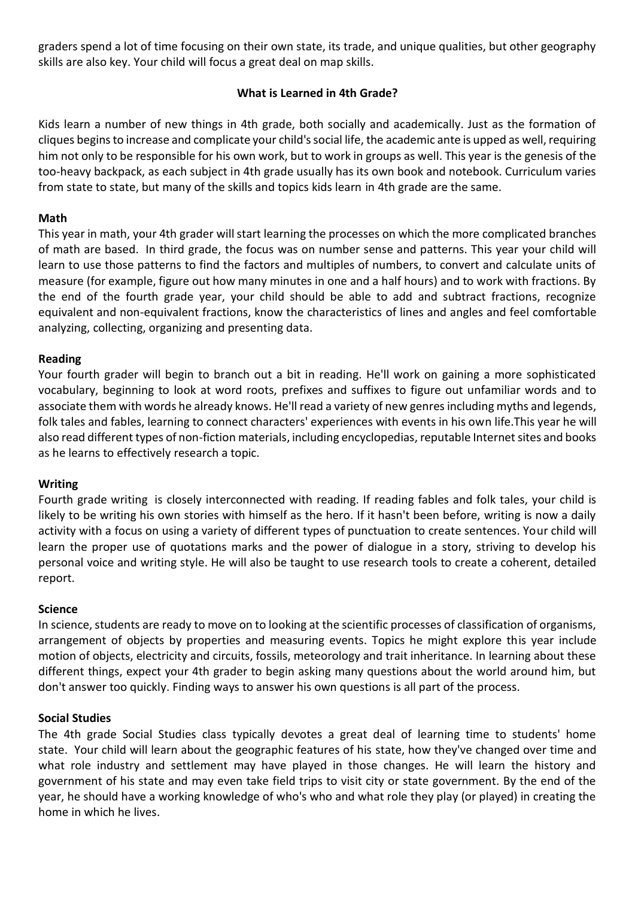graders spend a lot of time focusing on their own state, its trade, and unique qualities, but other geography skills are also key. Your child will focus a great deal on map skills.

## What is Learned in 4th Grade?

Kids learn a number of new things in 4th grade, both socially and academically. Just as the formation of cliques begins to increase and complicate your child's social life, the academic ante is upped as well, requiring him not only to be responsible for his own work, but to work in groups as well. This year is the genesis of the too-heavy backpack, as each subject in 4th grade usually has its own book and notebook. Curriculum varies from state to state, but many of the skills and topics kids learn in 4th grade are the same.

### Math

This year in math, your 4th grader will start learning the processes on which the more complicated branches of math are based. In third grade, the focus was on number sense and patterns. This year your child will learn to use those patterns to find the factors and multiples of numbers, to convert and calculate units of measure (for example, figure out how many minutes in one and a half hours) and to work with fractions. By the end of the fourth grade year, your child should be able to add and subtract fractions, recognize equivalent and non-equivalent fractions, know the characteristics of lines and angles and feel comfortable analyzing, collecting, organizing and presenting data.

### Reading

Your fourth grader will begin to branch out a bit in reading. He'll work on gaining a more sophisticated vocabulary, beginning to look at word roots, prefixes and suffixes to figure out unfamiliar words and to associate them with words he already knows. He'll read a variety of new genres including myths and legends, folk tales and fables, learning to connect characters' experiences with events in his own life.This year he will also read different types of non-fiction materials, including encyclopedias, reputable Internet sites and books as he learns to effectively research a topic.

### Writing

Fourth grade writing is closely interconnected with reading. If reading fables and folk tales, your child is likely to be writing his own stories with himself as the hero. If it hasn't been before, writing is now a daily activity with a focus on using a variety of different types of punctuation to create sentences. Your child will learn the proper use of quotations marks and the power of dialogue in a story, striving to develop his personal voice and writing style. He will also be taught to use research tools to create a coherent, detailed report.

### Science

In science, students are ready to move on to looking at the scientific processes of classification of organisms, arrangement of objects by properties and measuring events. Topics he might explore this year include motion of objects, electricity and circuits, fossils, meteorology and trait inheritance. In learning about these different things, expect your 4th grader to begin asking many questions about the world around him, but don't answer too quickly. Finding ways to answer his own questions is all part of the process.

### Social Studies

The 4th grade Social Studies class typically devotes a great deal of learning time to students' home state. Your child will learn about the geographic features of his state, how they've changed over time and what role industry and settlement may have played in those changes. He will learn the history and government of his state and may even take field trips to visit city or state government. By the end of the year, he should have a working knowledge of who's who and what role they play (or played) in creating the home in which he lives.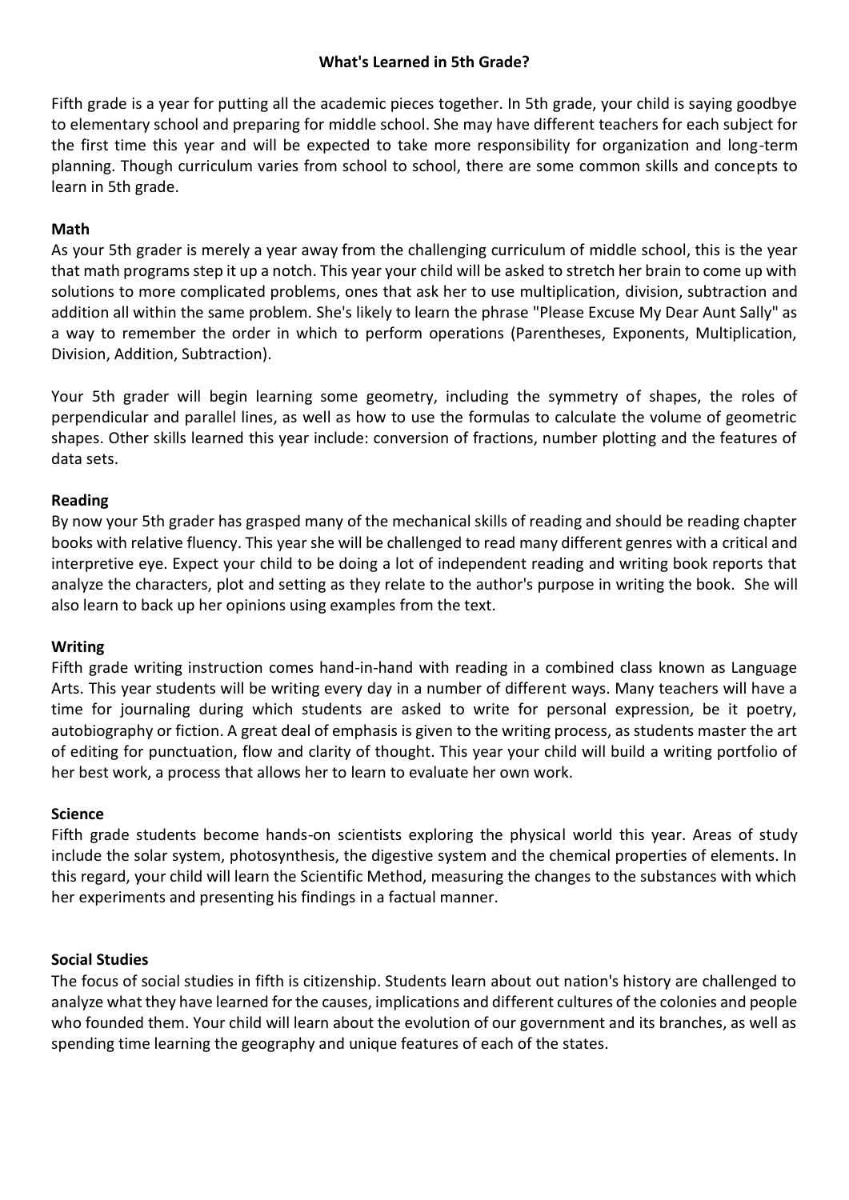## What's Learned in 5th Grade?

Fifth grade is a year for putting all the academic pieces together. In 5th grade, your child is saying goodbye to elementary school and preparing for middle school. She may have different teachers for each subject for the first time this year and will be expected to take more responsibility for organization and long-term planning. Though curriculum varies from school to school, there are some common skills and concepts to learn in 5th grade.

### Math

As your 5th grader is merely a year away from the challenging curriculum of middle school, this is the year that math programs step it up a notch. This year your child will be asked to stretch her brain to come up with solutions to more complicated problems, ones that ask her to use multiplication, division, subtraction and addition all within the same problem. She's likely to learn the phrase "Please Excuse My Dear Aunt Sally" as a way to remember the order in which to perform operations (Parentheses, Exponents, Multiplication, Division, Addition, Subtraction).

Your 5th grader will begin learning some geometry, including the symmetry of shapes, the roles of perpendicular and parallel lines, as well as how to use the formulas to calculate the volume of geometric shapes. Other skills learned this year include: conversion of fractions, number plotting and the features of data sets.

### Reading

By now your 5th grader has grasped many of the mechanical skills of reading and should be reading chapter books with relative fluency. This year she will be challenged to read many different genres with a critical and interpretive eye. Expect your child to be doing a lot of independent reading and writing book reports that analyze the characters, plot and setting as they relate to the author's purpose in writing the book. She will also learn to back up her opinions using examples from the text.

### Writing

Fifth grade writing instruction comes hand-in-hand with reading in a combined class known as Language Arts. This year students will be writing every day in a number of different ways. Many teachers will have a time for journaling during which students are asked to write for personal expression, be it poetry, autobiography or fiction. A great deal of emphasis is given to the writing process, as students master the art of editing for punctuation, flow and clarity of thought. This year your child will build a writing portfolio of her best work, a process that allows her to learn to evaluate her own work.

### Science

Fifth grade students become hands-on scientists exploring the physical world this year. Areas of study include the solar system, photosynthesis, the digestive system and the chemical properties of elements. In this regard, your child will learn the Scientific Method, measuring the changes to the substances with which her experiments and presenting his findings in a factual manner.

### Social Studies

The focus of social studies in fifth is citizenship. Students learn about out nation's history are challenged to analyze what they have learned for the causes, implications and different cultures of the colonies and people who founded them. Your child will learn about the evolution of our government and its branches, as well as spending time learning the geography and unique features of each of the states.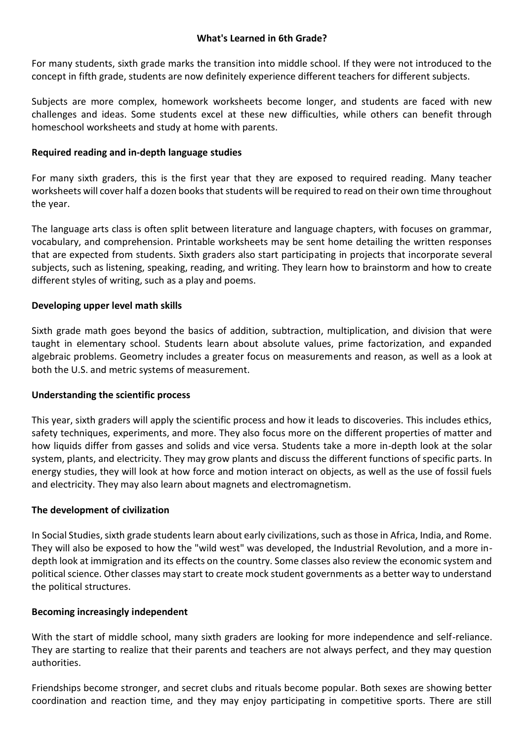## What's Learned in 6th Grade?

For many students, sixth grade marks the transition into middle school. If they were not introduced to the concept in fifth grade, students are now definitely experience different teachers for different subjects.

Subjects are more complex, homework worksheets become longer, and students are faced with new challenges and ideas. Some students excel at these new difficulties, while others can benefit through homeschool worksheets and study at home with parents.

### Required reading and in-depth language studies

For many sixth graders, this is the first year that they are exposed to required reading. Many teacher worksheets will cover half a dozen books that students will be required to read on their own time throughout the year.

The language arts class is often split between literature and language chapters, with focuses on grammar, vocabulary, and comprehension. Printable worksheets may be sent home detailing the written responses that are expected from students. Sixth graders also start participating in projects that incorporate several subjects, such as listening, speaking, reading, and writing. They learn how to brainstorm and how to create different styles of writing, such as a play and poems.

### Developing upper level math skills

Sixth grade math goes beyond the basics of addition, subtraction, multiplication, and division that were taught in elementary school. Students learn about absolute values, prime factorization, and expanded algebraic problems. Geometry includes a greater focus on measurements and reason, as well as a look at both the U.S. and metric systems of measurement.

### Understanding the scientific process

This year, sixth graders will apply the scientific process and how it leads to discoveries. This includes ethics, safety techniques, experiments, and more. They also focus more on the different properties of matter and how liquids differ from gasses and solids and vice versa. Students take a more in-depth look at the solar system, plants, and electricity. They may grow plants and discuss the different functions of specific parts. In energy studies, they will look at how force and motion interact on objects, as well as the use of fossil fuels and electricity. They may also learn about magnets and electromagnetism.

### The development of civilization

In Social Studies, sixth grade students learn about early civilizations, such as those in Africa, India, and Rome. They will also be exposed to how the "wild west" was developed, the Industrial Revolution, and a more in-depth look at immigration and its effects on the country. Some classes also review the economic system and political science. Other classes may start to create mock student governments as a better way to understand the political structures.

### Becoming increasingly independent

With the start of middle school, many sixth graders are looking for more independence and self-reliance. They are starting to realize that their parents and teachers are not always perfect, and they may question authorities.

Friendships become stronger, and secret clubs and rituals become popular. Both sexes are showing better coordination and reaction time, and they may enjoy participating in competitive sports. There are still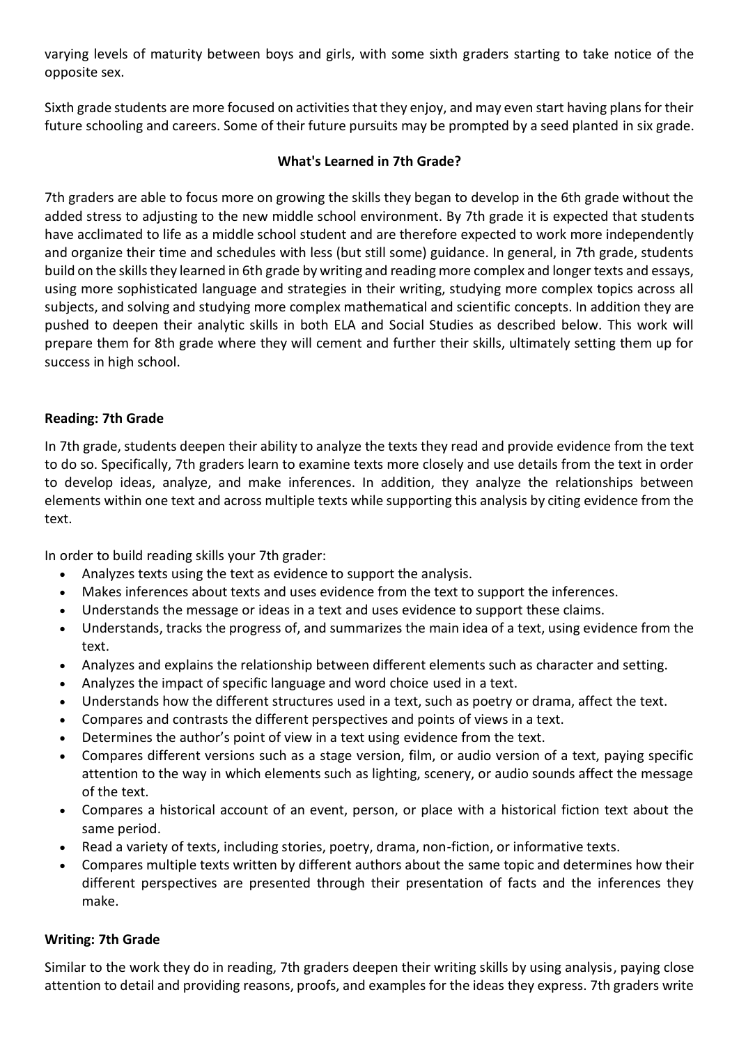varying levels of maturity between boys and girls, with some sixth graders starting to take notice of the opposite sex.

Sixth grade students are more focused on activities that they enjoy, and may even start having plans for their future schooling and careers. Some of their future pursuits may be prompted by a seed planted in six grade.

## What's Learned in 7th Grade?

7th graders are able to focus more on growing the skills they began to develop in the 6th grade without the added stress to adjusting to the new middle school environment. By 7th grade it is expected that students have acclimated to life as a middle school student and are therefore expected to work more independently and organize their time and schedules with less (but still some) guidance. In general, in 7th grade, students build on the skills they learned in 6th grade by writing and reading more complex and longer texts and essays, using more sophisticated language and strategies in their writing, studying more complex topics across all subjects, and solving and studying more complex mathematical and scientific concepts. In addition they are pushed to deepen their analytic skills in both ELA and Social Studies as described below. This work will prepare them for 8th grade where they will cement and further their skills, ultimately setting them up for success in high school.

### Reading: 7th Grade

In 7th grade, students deepen their ability to analyze the texts they read and provide evidence from the text to do so. Specifically, 7th graders learn to examine texts more closely and use details from the text in order to develop ideas, analyze, and make inferences. In addition, they analyze the relationships between elements within one text and across multiple texts while supporting this analysis by citing evidence from the text.

In order to build reading skills your 7th grader:

- Analyzes texts using the text as evidence to support the analysis.
- Makes inferences about texts and uses evidence from the text to support the inferences.
- Understands the message or ideas in a text and uses evidence to support these claims.
- Understands, tracks the progress of, and summarizes the main idea of a text, using evidence from the text.
- Analyzes and explains the relationship between different elements such as character and setting.
- Analyzes the impact of specific language and word choice used in a text.
- Understands how the different structures used in a text, such as poetry or drama, affect the text.
- Compares and contrasts the different perspectives and points of views in a text.
- Determines the author's point of view in a text using evidence from the text.
- Compares different versions such as a stage version, film, or audio version of a text, paying specific attention to the way in which elements such as lighting, scenery, or audio sounds affect the message of the text.
- Compares a historical account of an event, person, or place with a historical fiction text about the same period.
- Read a variety of texts, including stories, poetry, drama, non-fiction, or informative texts.
- Compares multiple texts written by different authors about the same topic and determines how their different perspectives are presented through their presentation of facts and the inferences they make.

### Writing: 7th Grade

Similar to the work they do in reading, 7th graders deepen their writing skills by using analysis, paying close attention to detail and providing reasons, proofs, and examples for the ideas they express. 7th graders write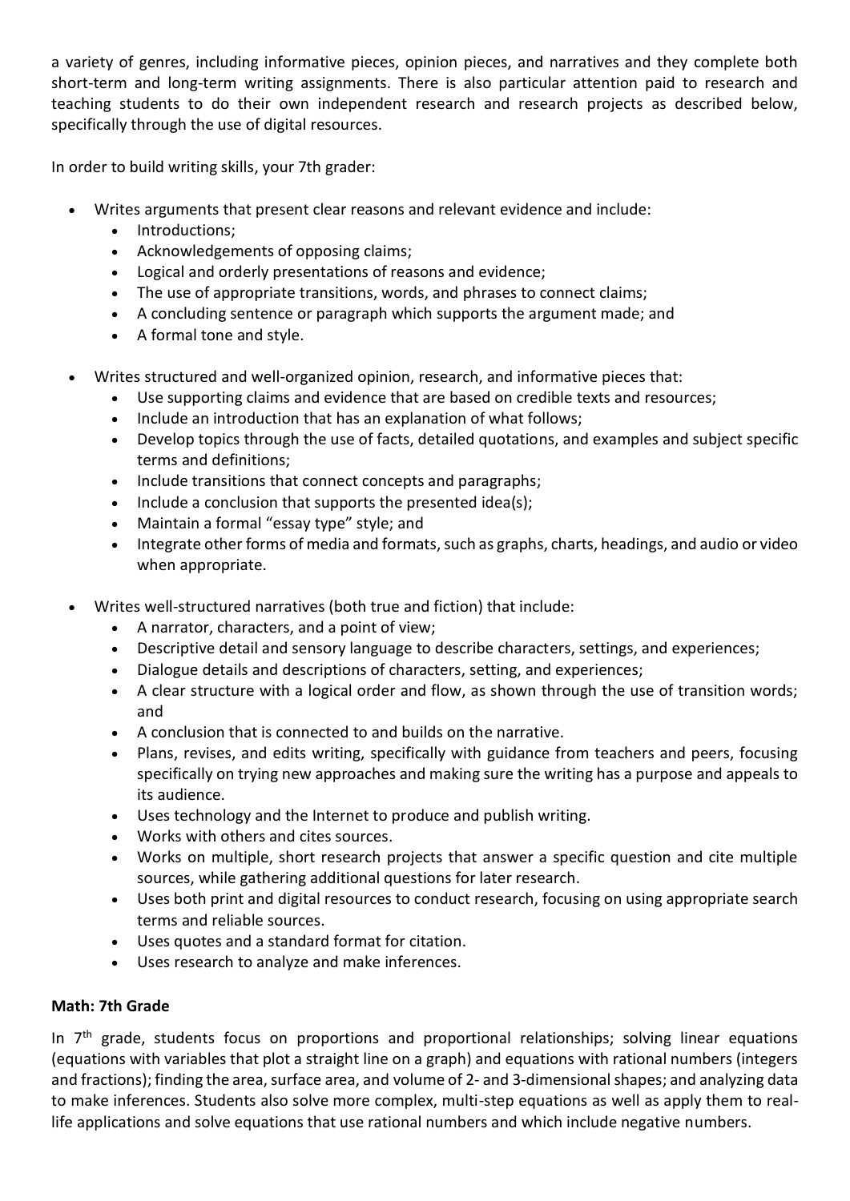a variety of genres, including informative pieces, opinion pieces, and narratives and they complete both short-term and long-term writing assignments. There is also particular attention paid to research and teaching students to do their own independent research and research projects as described below, specifically through the use of digital resources.

In order to build writing skills, your 7th grader:

- Writes arguments that present clear reasons and relevant evidence and include:
  - Introductions;
  - Acknowledgements of opposing claims;
  - Logical and orderly presentations of reasons and evidence;
  - The use of appropriate transitions, words, and phrases to connect claims;
  - A concluding sentence or paragraph which supports the argument made; and
  - A formal tone and style.
- Writes structured and well-organized opinion, research, and informative pieces that:
  - Use supporting claims and evidence that are based on credible texts and resources;
  - Include an introduction that has an explanation of what follows;
  - Develop topics through the use of facts, detailed quotations, and examples and subject specific terms and definitions;
  - Include transitions that connect concepts and paragraphs;
  - Include a conclusion that supports the presented idea(s);
  - Maintain a formal "essay type" style; and
  - Integrate other forms of media and formats, such as graphs, charts, headings, and audio or video when appropriate.
- Writes well-structured narratives (both true and fiction) that include:
  - A narrator, characters, and a point of view;
  - Descriptive detail and sensory language to describe characters, settings, and experiences;
  - Dialogue details and descriptions of characters, setting, and experiences;
  - A clear structure with a logical order and flow, as shown through the use of transition words; and
  - A conclusion that is connected to and builds on the narrative.
  - Plans, revises, and edits writing, specifically with guidance from teachers and peers, focusing specifically on trying new approaches and making sure the writing has a purpose and appeals to its audience.
  - Uses technology and the Internet to produce and publish writing.
  - Works with others and cites sources.
  - Works on multiple, short research projects that answer a specific question and cite multiple sources, while gathering additional questions for later research.
  - Uses both print and digital resources to conduct research, focusing on using appropriate search terms and reliable sources.
  - Uses quotes and a standard format for citation.
  - Uses research to analyze and make inferences.

### Math: 7th Grade

In 7th grade, students focus on proportions and proportional relationships; solving linear equations (equations with variables that plot a straight line on a graph) and equations with rational numbers (integers and fractions); finding the area, surface area, and volume of 2- and 3-dimensional shapes; and analyzing data to make inferences. Students also solve more complex, multi-step equations as well as apply them to real-life applications and solve equations that use rational numbers and which include negative numbers.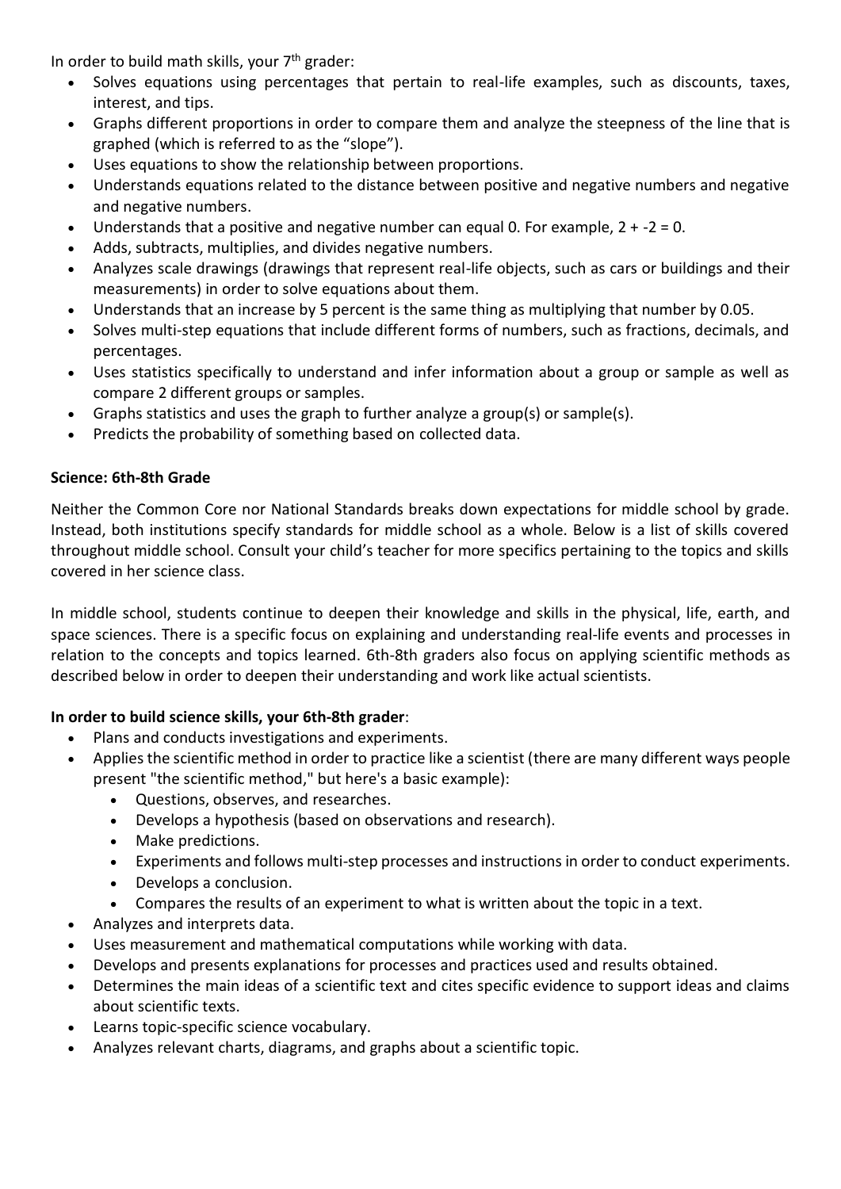In order to build math skills, your 7th grader:

- Solves equations using percentages that pertain to real-life examples, such as discounts, taxes, interest, and tips.
- Graphs different proportions in order to compare them and analyze the steepness of the line that is graphed (which is referred to as the "slope").
- Uses equations to show the relationship between proportions.
- Understands equations related to the distance between positive and negative numbers and negative and negative numbers.
- Understands that a positive and negative number can equal 0. For example, $2 + -2 = 0$.
- Adds, subtracts, multiplies, and divides negative numbers.
- Analyzes scale drawings (drawings that represent real-life objects, such as cars or buildings and their measurements) in order to solve equations about them.
- Understands that an increase by 5 percent is the same thing as multiplying that number by 0.05.
- Solves multi-step equations that include different forms of numbers, such as fractions, decimals, and percentages.
- Uses statistics specifically to understand and infer information about a group or sample as well as compare 2 different groups or samples.
- Graphs statistics and uses the graph to further analyze a group(s) or sample(s).
- Predicts the probability of something based on collected data.

**Science: 6th-8th Grade**

Neither the Common Core nor National Standards breaks down expectations for middle school by grade. Instead, both institutions specify standards for middle school as a whole. Below is a list of skills covered throughout middle school. Consult your child's teacher for more specifics pertaining to the topics and skills covered in her science class.

In middle school, students continue to deepen their knowledge and skills in the physical, life, earth, and space sciences. There is a specific focus on explaining and understanding real-life events and processes in relation to the concepts and topics learned. 6th-8th graders also focus on applying scientific methods as described below in order to deepen their understanding and work like actual scientists.

**In order to build science skills, your 6th-8th grader**:

- Plans and conducts investigations and experiments.
- Applies the scientific method in order to practice like a scientist (there are many different ways people present "the scientific method," but here's a basic example):
    - Questions, observes, and researches.
    - Develops a hypothesis (based on observations and research).
    - Make predictions.
    - Experiments and follows multi-step processes and instructions in order to conduct experiments.
    - Develops a conclusion.
    - Compares the results of an experiment to what is written about the topic in a text.
- Analyzes and interprets data.
- Uses measurement and mathematical computations while working with data.
- Develops and presents explanations for processes and practices used and results obtained.
- Determines the main ideas of a scientific text and cites specific evidence to support ideas and claims about scientific texts.
- Learns topic-specific science vocabulary.
- Analyzes relevant charts, diagrams, and graphs about a scientific topic.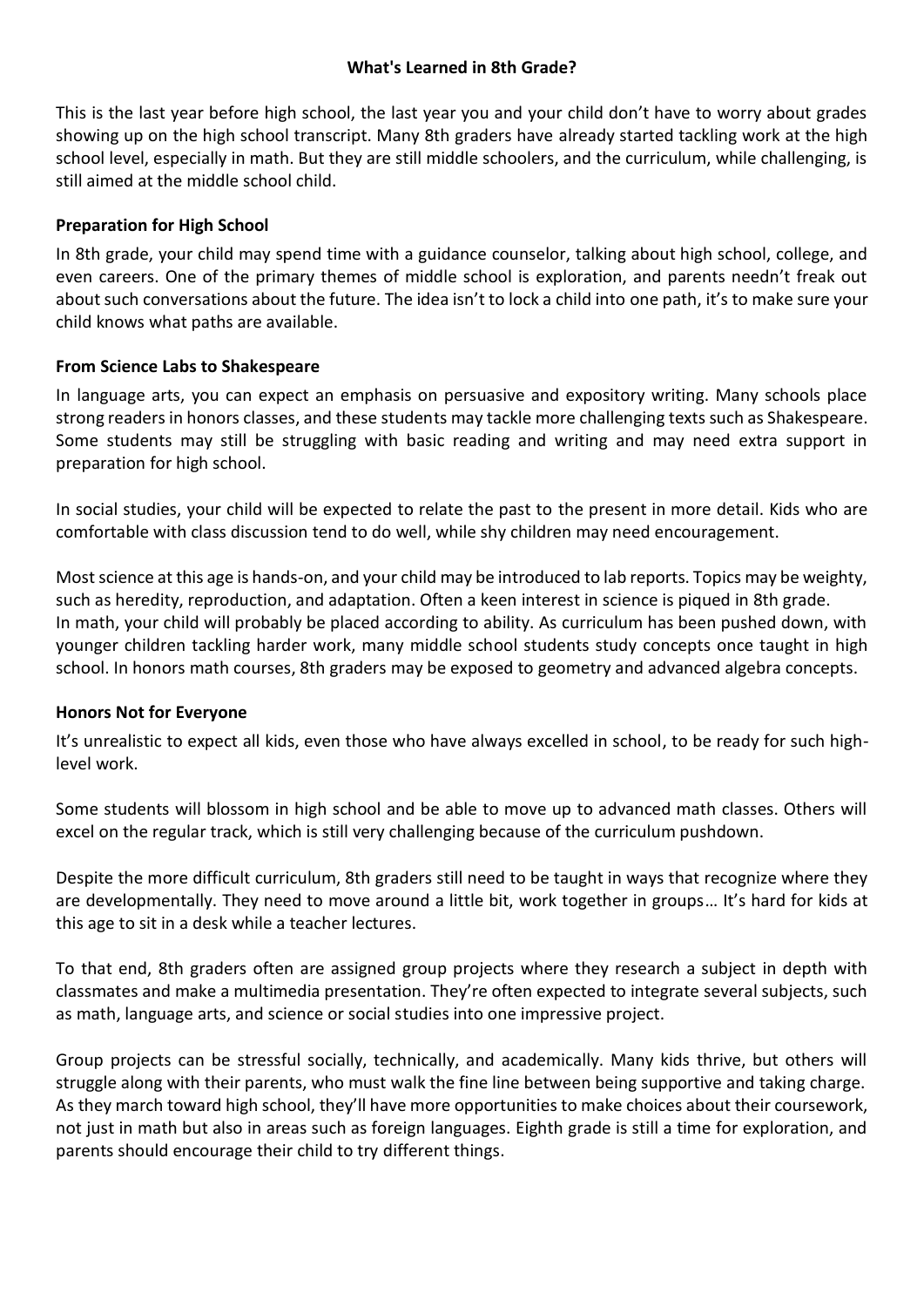# What's Learned in 8th Grade?

This is the last year before high school, the last year you and your child don't have to worry about grades showing up on the high school transcript. Many 8th graders have already started tackling work at the high school level, especially in math. But they are still middle schoolers, and the curriculum, while challenging, is still aimed at the middle school child.

## Preparation for High School

In 8th grade, your child may spend time with a guidance counselor, talking about high school, college, and even careers. One of the primary themes of middle school is exploration, and parents needn't freak out about such conversations about the future. The idea isn't to lock a child into one path, it's to make sure your child knows what paths are available.

## From Science Labs to Shakespeare

In language arts, you can expect an emphasis on persuasive and expository writing. Many schools place strong readers in honors classes, and these students may tackle more challenging texts such as Shakespeare. Some students may still be struggling with basic reading and writing and may need extra support in preparation for high school.

In social studies, your child will be expected to relate the past to the present in more detail. Kids who are comfortable with class discussion tend to do well, while shy children may need encouragement.

Most science at this age is hands-on, and your child may be introduced to lab reports. Topics may be weighty, such as heredity, reproduction, and adaptation. Often a keen interest in science is piqued in 8th grade.
In math, your child will probably be placed according to ability. As curriculum has been pushed down, with younger children tackling harder work, many middle school students study concepts once taught in high school. In honors math courses, 8th graders may be exposed to geometry and advanced algebra concepts.

## Honors Not for Everyone

It's unrealistic to expect all kids, even those who have always excelled in school, to be ready for such high-level work.

Some students will blossom in high school and be able to move up to advanced math classes. Others will excel on the regular track, which is still very challenging because of the curriculum pushdown.

Despite the more difficult curriculum, 8th graders still need to be taught in ways that recognize where they are developmentally. They need to move around a little bit, work together in groups… It's hard for kids at this age to sit in a desk while a teacher lectures.

To that end, 8th graders often are assigned group projects where they research a subject in depth with classmates and make a multimedia presentation. They're often expected to integrate several subjects, such as math, language arts, and science or social studies into one impressive project.

Group projects can be stressful socially, technically, and academically. Many kids thrive, but others will struggle along with their parents, who must walk the fine line between being supportive and taking charge. As they march toward high school, they'll have more opportunities to make choices about their coursework, not just in math but also in areas such as foreign languages. Eighth grade is still a time for exploration, and parents should encourage their child to try different things.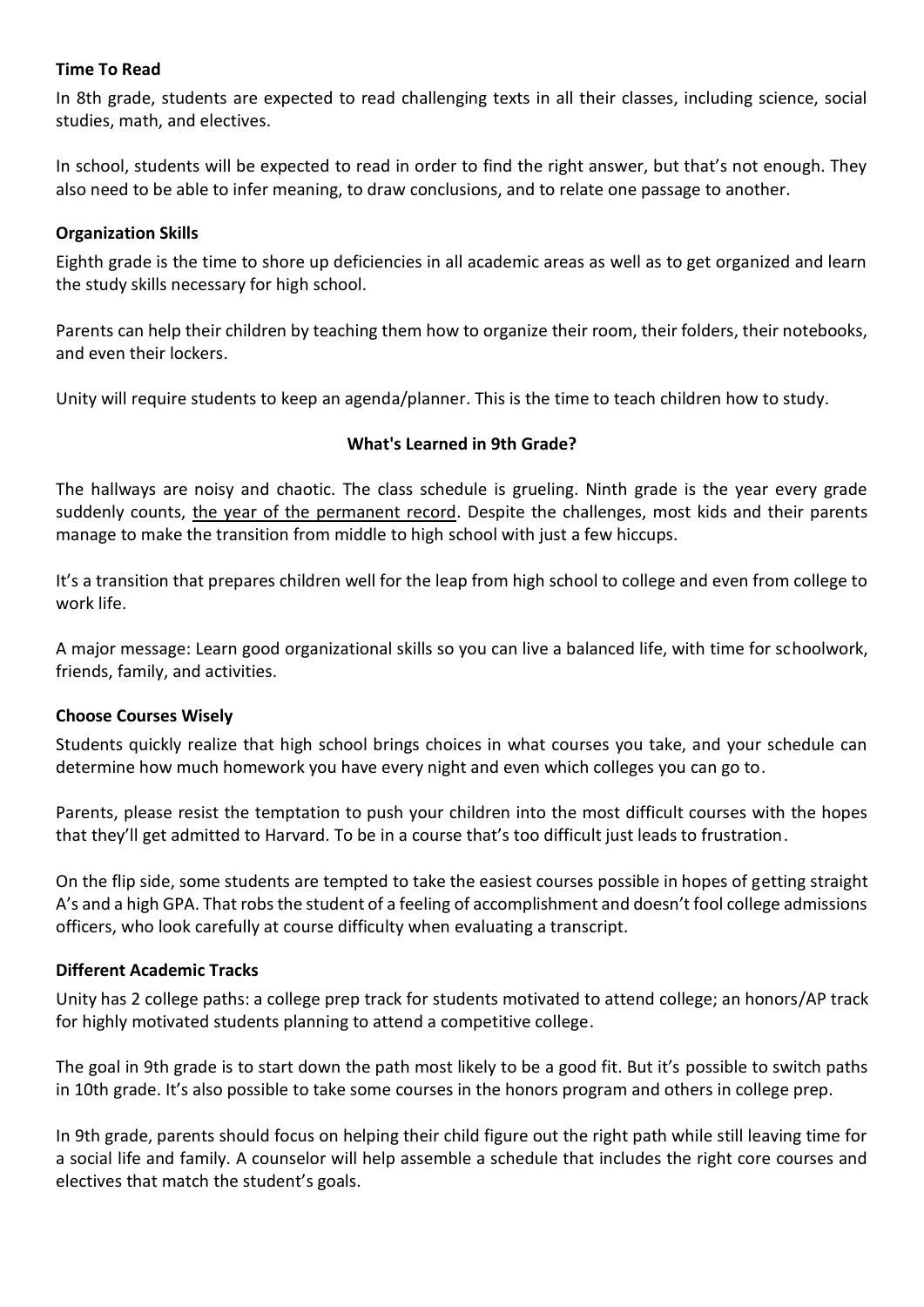**Time To Read**

In 8th grade, students are expected to read challenging texts in all their classes, including science, social studies, math, and electives.

In school, students will be expected to read in order to find the right answer, but that's not enough. They also need to be able to infer meaning, to draw conclusions, and to relate one passage to another.

**Organization Skills**

Eighth grade is the time to shore up deficiencies in all academic areas as well as to get organized and learn the study skills necessary for high school.

Parents can help their children by teaching them how to organize their room, their folders, their notebooks, and even their lockers.

Unity will require students to keep an agenda/planner. This is the time to teach children how to study.

## What's Learned in 9th Grade?

The hallways are noisy and chaotic. The class schedule is grueling. Ninth grade is the year every grade suddenly counts, the year of the permanent record. Despite the challenges, most kids and their parents manage to make the transition from middle to high school with just a few hiccups.

It's a transition that prepares children well for the leap from high school to college and even from college to work life.

A major message: Learn good organizational skills so you can live a balanced life, with time for schoolwork, friends, family, and activities.

**Choose Courses Wisely**

Students quickly realize that high school brings choices in what courses you take, and your schedule can determine how much homework you have every night and even which colleges you can go to.

Parents, please resist the temptation to push your children into the most difficult courses with the hopes that they'll get admitted to Harvard. To be in a course that's too difficult just leads to frustration.

On the flip side, some students are tempted to take the easiest courses possible in hopes of getting straight A's and a high GPA. That robs the student of a feeling of accomplishment and doesn't fool college admissions officers, who look carefully at course difficulty when evaluating a transcript.

**Different Academic Tracks**

Unity has 2 college paths: a college prep track for students motivated to attend college; an honors/AP track for highly motivated students planning to attend a competitive college.

The goal in 9th grade is to start down the path most likely to be a good fit. But it's possible to switch paths in 10th grade. It's also possible to take some courses in the honors program and others in college prep.

In 9th grade, parents should focus on helping their child figure out the right path while still leaving time for a social life and family. A counselor will help assemble a schedule that includes the right core courses and electives that match the student's goals.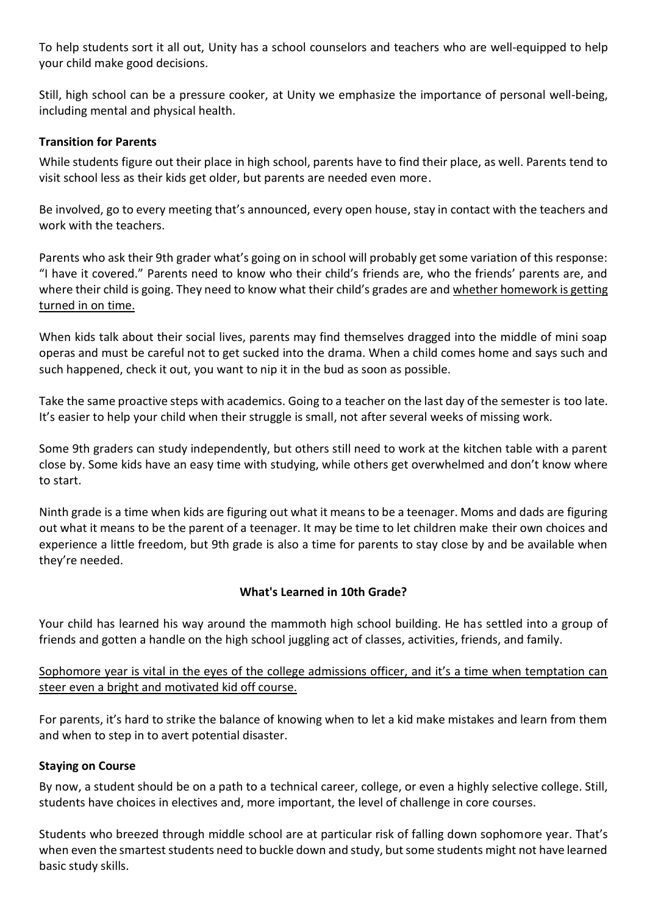To help students sort it all out, Unity has a school counselors and teachers who are well-equipped to help your child make good decisions.

Still, high school can be a pressure cooker, at Unity we emphasize the importance of personal well-being, including mental and physical health.

**Transition for Parents**

While students figure out their place in high school, parents have to find their place, as well. Parents tend to visit school less as their kids get older, but parents are needed even more.

Be involved, go to every meeting that's announced, every open house, stay in contact with the teachers and work with the teachers.

Parents who ask their 9th grader what's going on in school will probably get some variation of this response: "I have it covered." Parents need to know who their child's friends are, who the friends' parents are, and where their child is going. They need to know what their child's grades are and <u>whether homework is getting turned in on time.</u>

When kids talk about their social lives, parents may find themselves dragged into the middle of mini soap operas and must be careful not to get sucked into the drama. When a child comes home and says such and such happened, check it out, you want to nip it in the bud as soon as possible.

Take the same proactive steps with academics. Going to a teacher on the last day of the semester is too late. It's easier to help your child when their struggle is small, not after several weeks of missing work.

Some 9th graders can study independently, but others still need to work at the kitchen table with a parent close by. Some kids have an easy time with studying, while others get overwhelmed and don't know where to start.

Ninth grade is a time when kids are figuring out what it means to be a teenager. Moms and dads are figuring out what it means to be the parent of a teenager. It may be time to let children make their own choices and experience a little freedom, but 9th grade is also a time for parents to stay close by and be available when they're needed.

## What's Learned in 10th Grade?

Your child has learned his way around the mammoth high school building. He has settled into a group of friends and gotten a handle on the high school juggling act of classes, activities, friends, and family.

<u>Sophomore year is vital in the eyes of the college admissions officer, and it's a time when temptation can steer even a bright and motivated kid off course.</u>

For parents, it's hard to strike the balance of knowing when to let a kid make mistakes and learn from them and when to step in to avert potential disaster.

**Staying on Course**

By now, a student should be on a path to a technical career, college, or even a highly selective college. Still, students have choices in electives and, more important, the level of challenge in core courses.

Students who breezed through middle school are at particular risk of falling down sophomore year. That's when even the smartest students need to buckle down and study, but some students might not have learned basic study skills.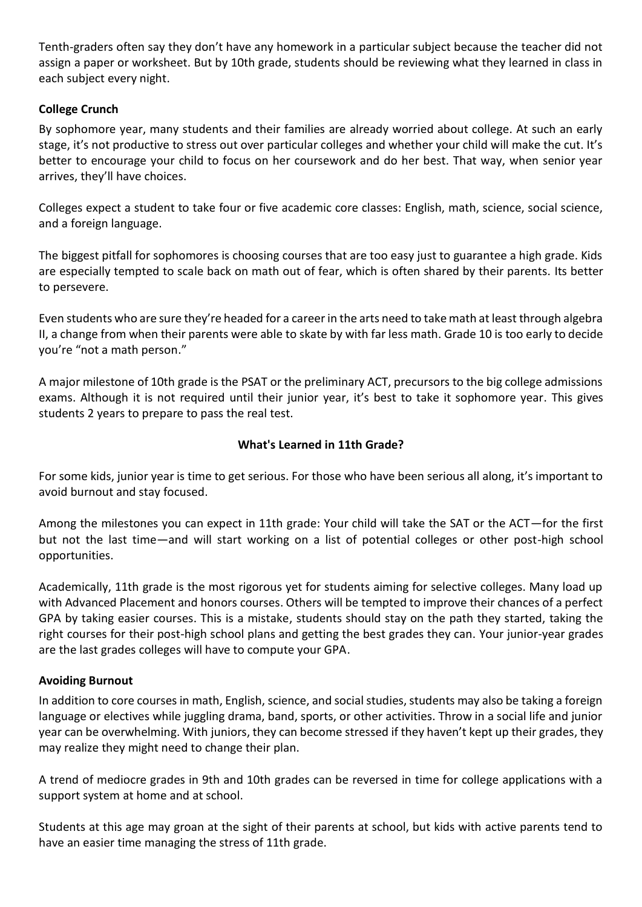Tenth-graders often say they don't have any homework in a particular subject because the teacher did not assign a paper or worksheet. But by 10th grade, students should be reviewing what they learned in class in each subject every night.

**College Crunch**

By sophomore year, many students and their families are already worried about college. At such an early stage, it's not productive to stress out over particular colleges and whether your child will make the cut. It's better to encourage your child to focus on her coursework and do her best. That way, when senior year arrives, they'll have choices.

Colleges expect a student to take four or five academic core classes: English, math, science, social science, and a foreign language.

The biggest pitfall for sophomores is choosing courses that are too easy just to guarantee a high grade. Kids are especially tempted to scale back on math out of fear, which is often shared by their parents. Its better to persevere.

Even students who are sure they're headed for a career in the arts need to take math at least through algebra II, a change from when their parents were able to skate by with far less math. Grade 10 is too early to decide you're "not a math person."

A major milestone of 10th grade is the PSAT or the preliminary ACT, precursors to the big college admissions exams. Although it is not required until their junior year, it's best to take it sophomore year. This gives students 2 years to prepare to pass the real test.

## What's Learned in 11th Grade?

For some kids, junior year is time to get serious. For those who have been serious all along, it's important to avoid burnout and stay focused.

Among the milestones you can expect in 11th grade: Your child will take the SAT or the ACT—for the first but not the last time—and will start working on a list of potential colleges or other post-high school opportunities.

Academically, 11th grade is the most rigorous yet for students aiming for selective colleges. Many load up with Advanced Placement and honors courses. Others will be tempted to improve their chances of a perfect GPA by taking easier courses. This is a mistake, students should stay on the path they started, taking the right courses for their post-high school plans and getting the best grades they can. Your junior-year grades are the last grades colleges will have to compute your GPA.

**Avoiding Burnout**

In addition to core courses in math, English, science, and social studies, students may also be taking a foreign language or electives while juggling drama, band, sports, or other activities. Throw in a social life and junior year can be overwhelming. With juniors, they can become stressed if they haven't kept up their grades, they may realize they might need to change their plan.

A trend of mediocre grades in 9th and 10th grades can be reversed in time for college applications with a support system at home and at school.

Students at this age may groan at the sight of their parents at school, but kids with active parents tend to have an easier time managing the stress of 11th grade.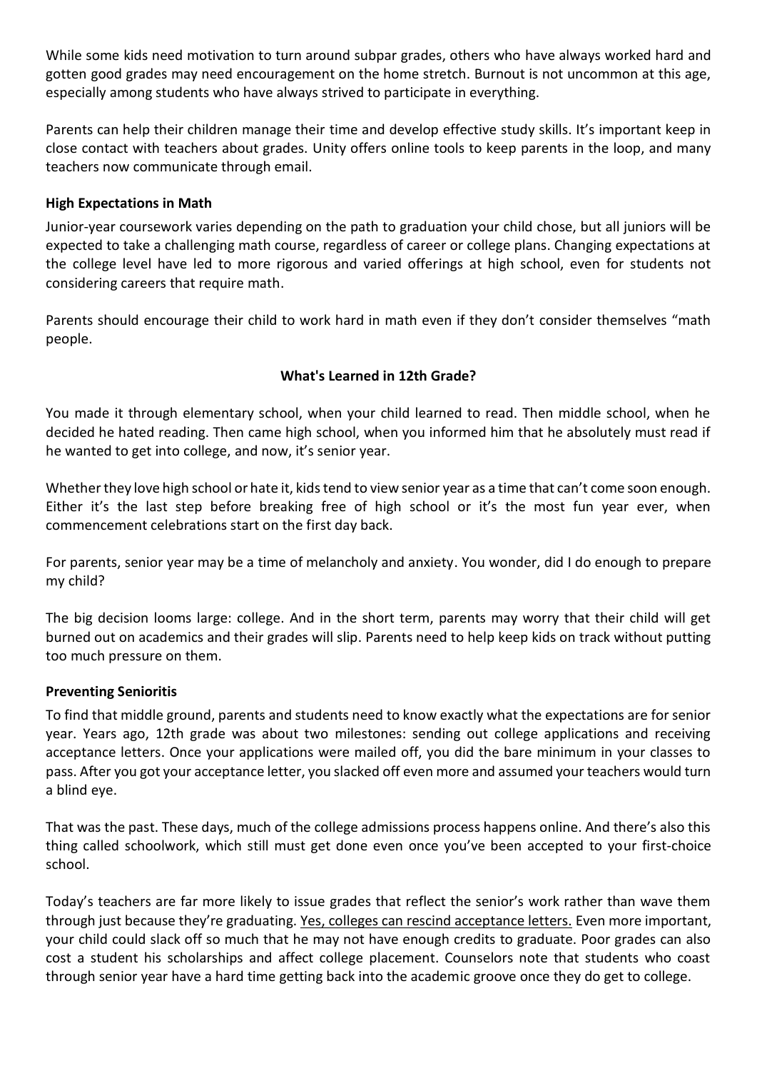While some kids need motivation to turn around subpar grades, others who have always worked hard and gotten good grades may need encouragement on the home stretch. Burnout is not uncommon at this age, especially among students who have always strived to participate in everything.

Parents can help their children manage their time and develop effective study skills. It's important keep in close contact with teachers about grades. Unity offers online tools to keep parents in the loop, and many teachers now communicate through email.

**High Expectations in Math**

Junior-year coursework varies depending on the path to graduation your child chose, but all juniors will be expected to take a challenging math course, regardless of career or college plans. Changing expectations at the college level have led to more rigorous and varied offerings at high school, even for students not considering careers that require math.

Parents should encourage their child to work hard in math even if they don't consider themselves "math people.

## What's Learned in 12th Grade?

You made it through elementary school, when your child learned to read. Then middle school, when he decided he hated reading. Then came high school, when you informed him that he absolutely must read if he wanted to get into college, and now, it's senior year.

Whether they love high school or hate it, kids tend to view senior year as a time that can't come soon enough. Either it's the last step before breaking free of high school or it's the most fun year ever, when commencement celebrations start on the first day back.

For parents, senior year may be a time of melancholy and anxiety. You wonder, did I do enough to prepare my child?

The big decision looms large: college. And in the short term, parents may worry that their child will get burned out on academics and their grades will slip. Parents need to help keep kids on track without putting too much pressure on them.

**Preventing Senioritis**

To find that middle ground, parents and students need to know exactly what the expectations are for senior year. Years ago, 12th grade was about two milestones: sending out college applications and receiving acceptance letters. Once your applications were mailed off, you did the bare minimum in your classes to pass. After you got your acceptance letter, you slacked off even more and assumed your teachers would turn a blind eye.

That was the past. These days, much of the college admissions process happens online. And there's also this thing called schoolwork, which still must get done even once you've been accepted to your first-choice school.

Today's teachers are far more likely to issue grades that reflect the senior's work rather than wave them through just because they're graduating. Yes, colleges can rescind acceptance letters. Even more important, your child could slack off so much that he may not have enough credits to graduate. Poor grades can also cost a student his scholarships and affect college placement. Counselors note that students who coast through senior year have a hard time getting back into the academic groove once they do get to college.